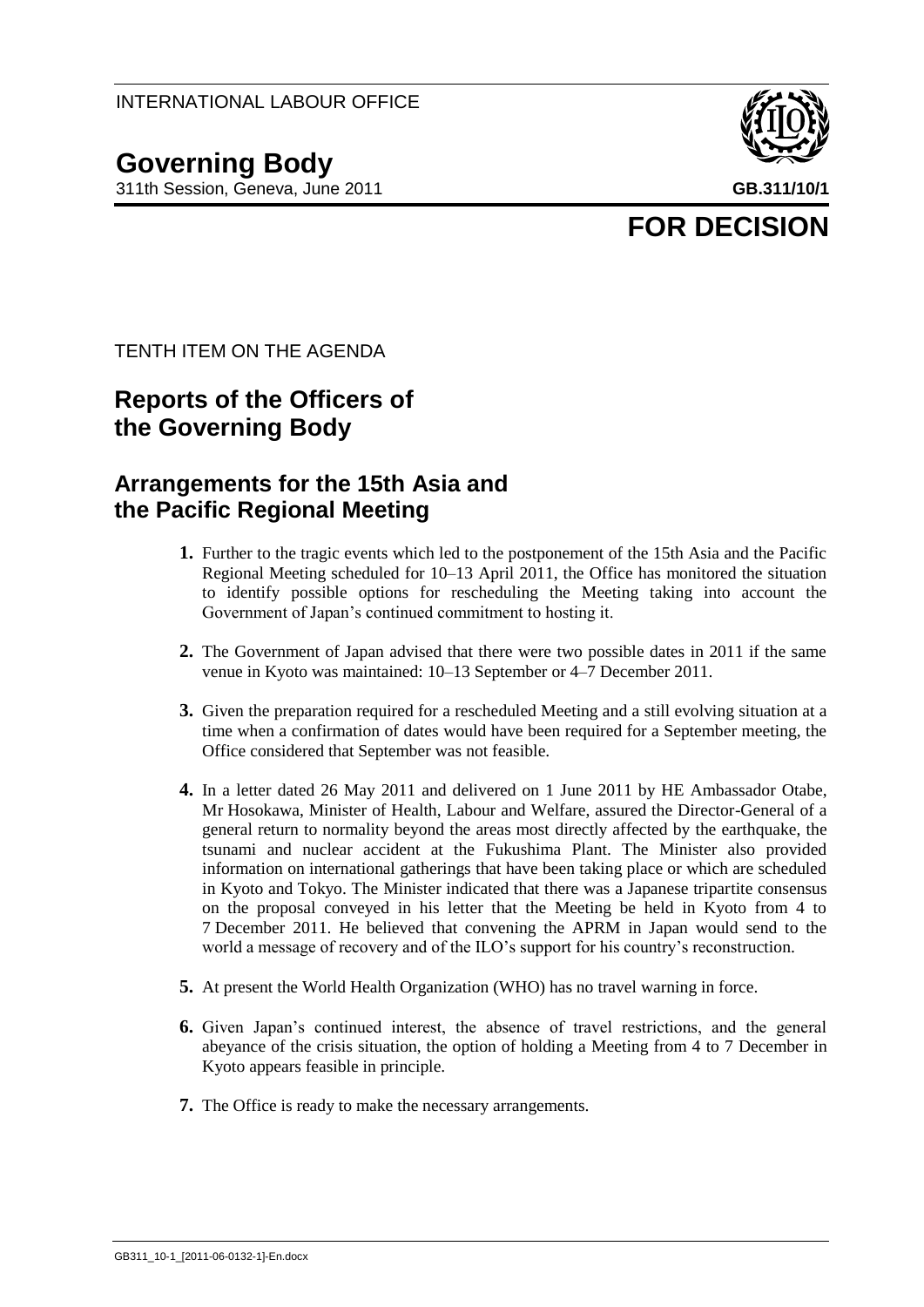INTERNATIONAL LABOUR OFFICE

# Governing Body

311th Session, Geneva, June 2011

**GB.311/10/1**

**FOR DECISION**

TENTH ITEM ON THE AGENDA

## Reports of the Officers of the Governing Body

## Arrangements for the 15th Asia and the Pacific Regional Meeting

**1.** Further to the tragic events which led to the postponement of the 15th Asia and the Pacific Regional Meeting scheduled for 10–13 April 2011, the Office has monitored the situation to identify possible options for rescheduling the Meeting taking into account the Government of Japan's continued commitment to hosting it.

**2.** The Government of Japan advised that there were two possible dates in 2011 if the same venue in Kyoto was maintained: 10–13 September or 4–7 December 2011.

**3.** Given the preparation required for a rescheduled Meeting and a still evolving situation at a time when a confirmation of dates would have been required for a September meeting, the Office considered that September was not feasible.

**4.** In a letter dated 26 May 2011 and delivered on 1 June 2011 by HE Ambassador Otabe, Mr Hosokawa, Minister of Health, Labour and Welfare, assured the Director-General of a general return to normality beyond the areas most directly affected by the earthquake, the tsunami and nuclear accident at the Fukushima Plant. The Minister also provided information on international gatherings that have been taking place or which are scheduled in Kyoto and Tokyo. The Minister indicated that there was a Japanese tripartite consensus on the proposal conveyed in his letter that the Meeting be held in Kyoto from 4 to 7 December 2011. He believed that convening the APRM in Japan would send to the world a message of recovery and of the ILO's support for his country's reconstruction.

**5.** At present the World Health Organization (WHO) has no travel warning in force.

**6.** Given Japan's continued interest, the absence of travel restrictions, and the general abeyance of the crisis situation, the option of holding a Meeting from 4 to 7 December in Kyoto appears feasible in principle.

**7.** The Office is ready to make the necessary arrangements.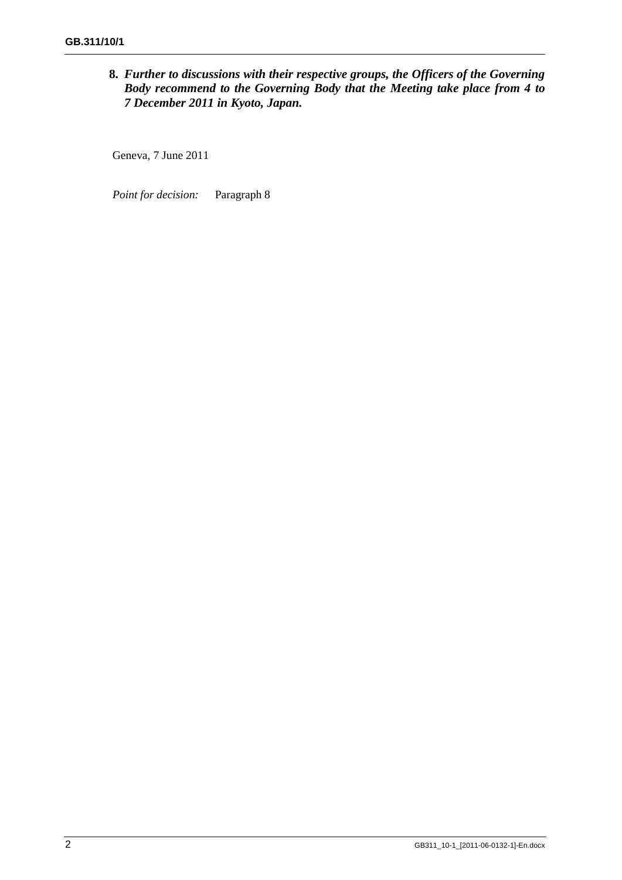**8.** ***Further to discussions with their respective groups, the Officers of the Governing Body recommend to the Governing Body that the Meeting take place from 4 to 7 December 2011 in Kyoto, Japan.***

Geneva, 7 June 2011

*Point for decision:* Paragraph 8